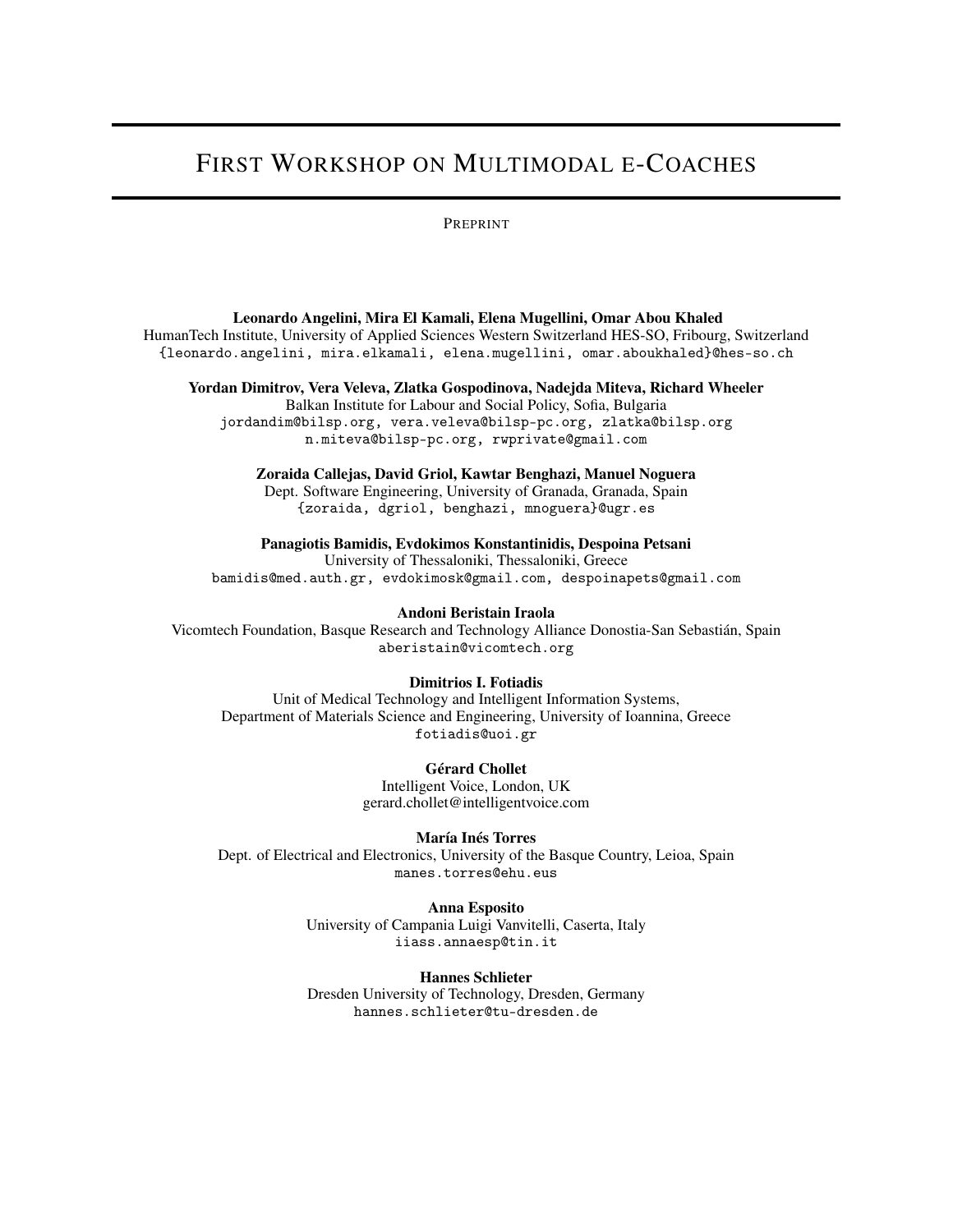# First Workshop on Multimodal e-Coaches

Preprint

**Leonardo Angelini, Mira El Kamali, Elena Mugellini, Omar Abou Khaled**
HumanTech Institute, University of Applied Sciences Western Switzerland HES-SO, Fribourg, Switzerland
{leonardo.angelini, mira.elkamali, elena.mugellini, omar.aboukhaled}@hes-so.ch

**Yordan Dimitrov, Vera Veleva, Zlatka Gospodinova, Nadejda Miteva, Richard Wheeler**
Balkan Institute for Labour and Social Policy, Sofia, Bulgaria
jordandim@bilsp.org, vera.veleva@bilsp-pc.org, zlatka@bilsp.org
n.miteva@bilsp-pc.org, rwprivate@gmail.com

**Zoraida Callejas, David Griol, Kawtar Benghazi, Manuel Noguera**
Dept. Software Engineering, University of Granada, Granada, Spain
{zoraida, dgriol, benghazi, mnoguera}@ugr.es

**Panagiotis Bamidis, Evdokimos Konstantinidis, Despoina Petsani**
University of Thessaloniki, Thessaloniki, Greece
bamidis@med.auth.gr, evdokimosk@gmail.com, despoinapets@gmail.com

**Andoni Beristain Iraola**
Vicomtech Foundation, Basque Research and Technology Alliance Donostia-San Sebastián, Spain
aberistain@vicomtech.org

**Dimitrios I. Fotiadis**
Unit of Medical Technology and Intelligent Information Systems,
Department of Materials Science and Engineering, University of Ioannina, Greece
fotiadis@uoi.gr

**Gérard Chollet**
Intelligent Voice, London, UK
gerard.chollet@intelligentvoice.com

**María Inés Torres**
Dept. of Electrical and Electronics, University of the Basque Country, Leioa, Spain
manes.torres@ehu.eus

**Anna Esposito**
University of Campania Luigi Vanvitelli, Caserta, Italy
iiass.annaesp@tin.it

**Hannes Schlieter**
Dresden University of Technology, Dresden, Germany
hannes.schlieter@tu-dresden.de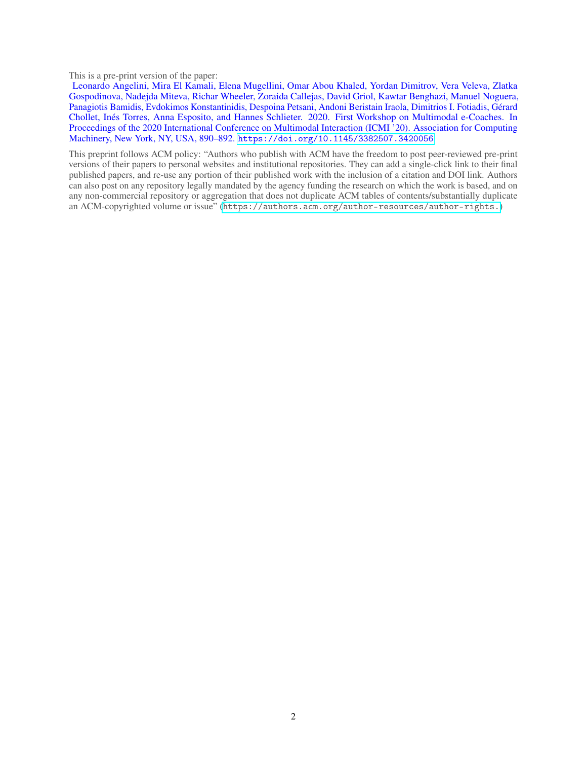This is a pre-print version of the paper:

Leonardo Angelini, Mira El Kamali, Elena Mugellini, Omar Abou Khaled, Yordan Dimitrov, Vera Veleva, Zlatka Gospodinova, Nadejda Miteva, Richar Wheeler, Zoraida Callejas, David Griol, Kawtar Benghazi, Manuel Noguera, Panagiotis Bamidis, Evdokimos Konstantinidis, Despoina Petsani, Andoni Beristain Iraola, Dimitrios I. Fotiadis, Gérard Chollet, Inés Torres, Anna Esposito, and Hannes Schlieter. 2020. First Workshop on Multimodal e-Coaches. In Proceedings of the 2020 International Conference on Multimodal Interaction (ICMI '20). Association for Computing Machinery, New York, NY, USA, 890–892. https://doi.org/10.1145/3382507.3420056

This preprint follows ACM policy: "Authors who publish with ACM have the freedom to post peer-reviewed pre-print versions of their papers to personal websites and institutional repositories. They can add a single-click link to their final published papers, and re-use any portion of their published work with the inclusion of a citation and DOI link. Authors can also post on any repository legally mandated by the agency funding the research on which the work is based, and on any non-commercial repository or aggregation that does not duplicate ACM tables of contents/substantially duplicate an ACM-copyrighted volume or issue" (https://authors.acm.org/author-resources/author-rights.)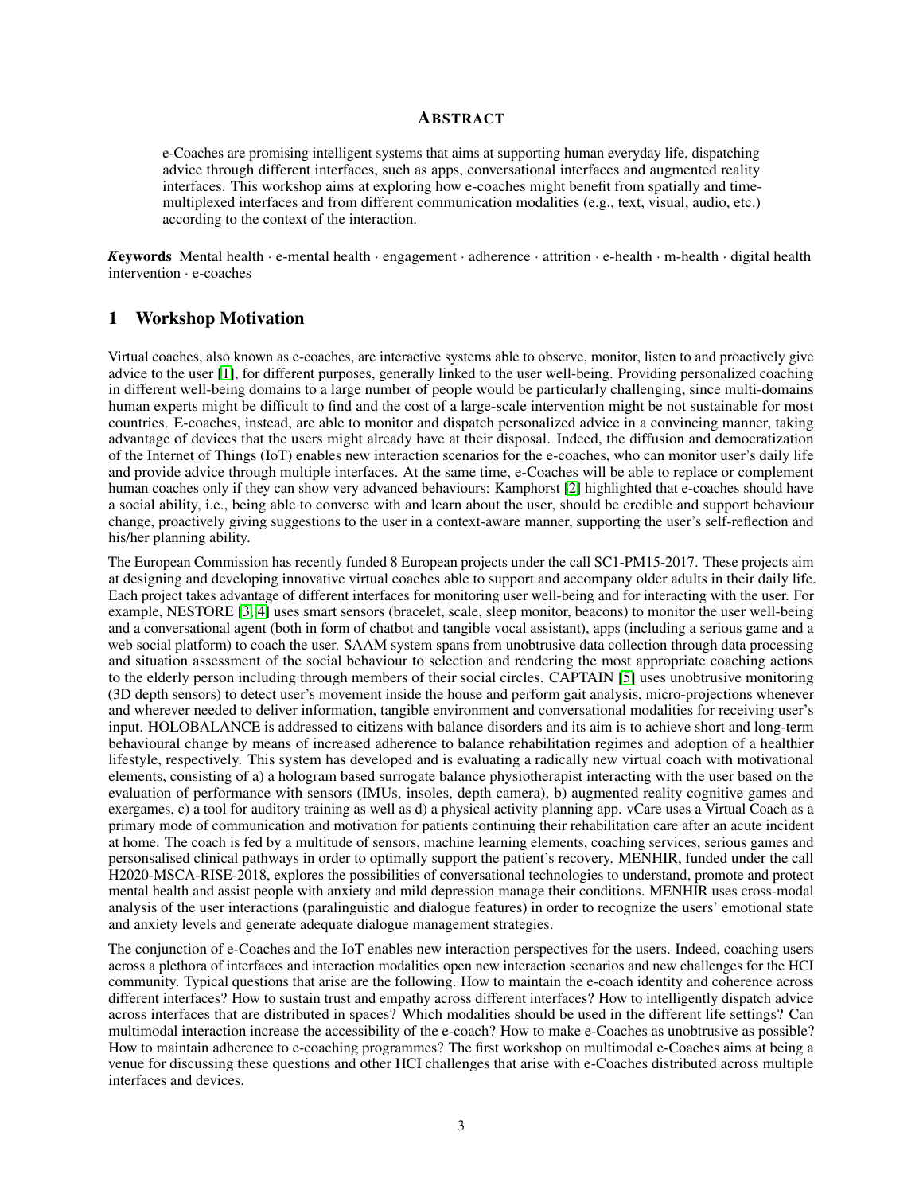## Abstract

e-Coaches are promising intelligent systems that aims at supporting human everyday life, dispatching advice through different interfaces, such as apps, conversational interfaces and augmented reality interfaces. This workshop aims at exploring how e-coaches might benefit from spatially and time-multiplexed interfaces and from different communication modalities (e.g., text, visual, audio, etc.) according to the context of the interaction.

***Keywords*** Mental health · e-mental health · engagement · adherence · attrition · e-health · m-health · digital health intervention · e-coaches

## 1 Workshop Motivation

Virtual coaches, also known as e-coaches, are interactive systems able to observe, monitor, listen to and proactively give advice to the user [1], for different purposes, generally linked to the user well-being. Providing personalized coaching in different well-being domains to a large number of people would be particularly challenging, since multi-domains human experts might be difficult to find and the cost of a large-scale intervention might be not sustainable for most countries. E-coaches, instead, are able to monitor and dispatch personalized advice in a convincing manner, taking advantage of devices that the users might already have at their disposal. Indeed, the diffusion and democratization of the Internet of Things (IoT) enables new interaction scenarios for the e-coaches, who can monitor user's daily life and provide advice through multiple interfaces. At the same time, e-Coaches will be able to replace or complement human coaches only if they can show very advanced behaviours: Kamphorst [2] highlighted that e-coaches should have a social ability, i.e., being able to converse with and learn about the user, should be credible and support behaviour change, proactively giving suggestions to the user in a context-aware manner, supporting the user's self-reflection and his/her planning ability.

The European Commission has recently funded 8 European projects under the call SC1-PM15-2017. These projects aim at designing and developing innovative virtual coaches able to support and accompany older adults in their daily life. Each project takes advantage of different interfaces for monitoring user well-being and for interacting with the user. For example, NESTORE [3, 4] uses smart sensors (bracelet, scale, sleep monitor, beacons) to monitor the user well-being and a conversational agent (both in form of chatbot and tangible vocal assistant), apps (including a serious game and a web social platform) to coach the user. SAAM system spans from unobtrusive data collection through data processing and situation assessment of the social behaviour to selection and rendering the most appropriate coaching actions to the elderly person including through members of their social circles. CAPTAIN [5] uses unobtrusive monitoring (3D depth sensors) to detect user's movement inside the house and perform gait analysis, micro-projections whenever and wherever needed to deliver information, tangible environment and conversational modalities for receiving user's input. HOLOBALANCE is addressed to citizens with balance disorders and its aim is to achieve short and long-term behavioural change by means of increased adherence to balance rehabilitation regimes and adoption of a healthier lifestyle, respectively. This system has developed and is evaluating a radically new virtual coach with motivational elements, consisting of a) a hologram based surrogate balance physiotherapist interacting with the user based on the evaluation of performance with sensors (IMUs, insoles, depth camera), b) augmented reality cognitive games and exergames, c) a tool for auditory training as well as d) a physical activity planning app. vCare uses a Virtual Coach as a primary mode of communication and motivation for patients continuing their rehabilitation care after an acute incident at home. The coach is fed by a multitude of sensors, machine learning elements, coaching services, serious games and personalised clinical pathways in order to optimally support the patient's recovery. MENHIR, funded under the call H2020-MSCA-RISE-2018, explores the possibilities of conversational technologies to understand, promote and protect mental health and assist people with anxiety and mild depression manage their conditions. MENHIR uses cross-modal analysis of the user interactions (paralinguistic and dialogue features) in order to recognize the users' emotional state and anxiety levels and generate adequate dialogue management strategies.

The conjunction of e-Coaches and the IoT enables new interaction perspectives for the users. Indeed, coaching users across a plethora of interfaces and interaction modalities open new interaction scenarios and new challenges for the HCI community. Typical questions that arise are the following. How to maintain the e-coach identity and coherence across different interfaces? How to sustain trust and empathy across different interfaces? How to intelligently dispatch advice across interfaces that are distributed in spaces? Which modalities should be used in the different life settings? Can multimodal interaction increase the accessibility of the e-coach? How to make e-Coaches as unobtrusive as possible? How to maintain adherence to e-coaching programmes? The first workshop on multimodal e-Coaches aims at being a venue for discussing these questions and other HCI challenges that arise with e-Coaches distributed across multiple interfaces and devices.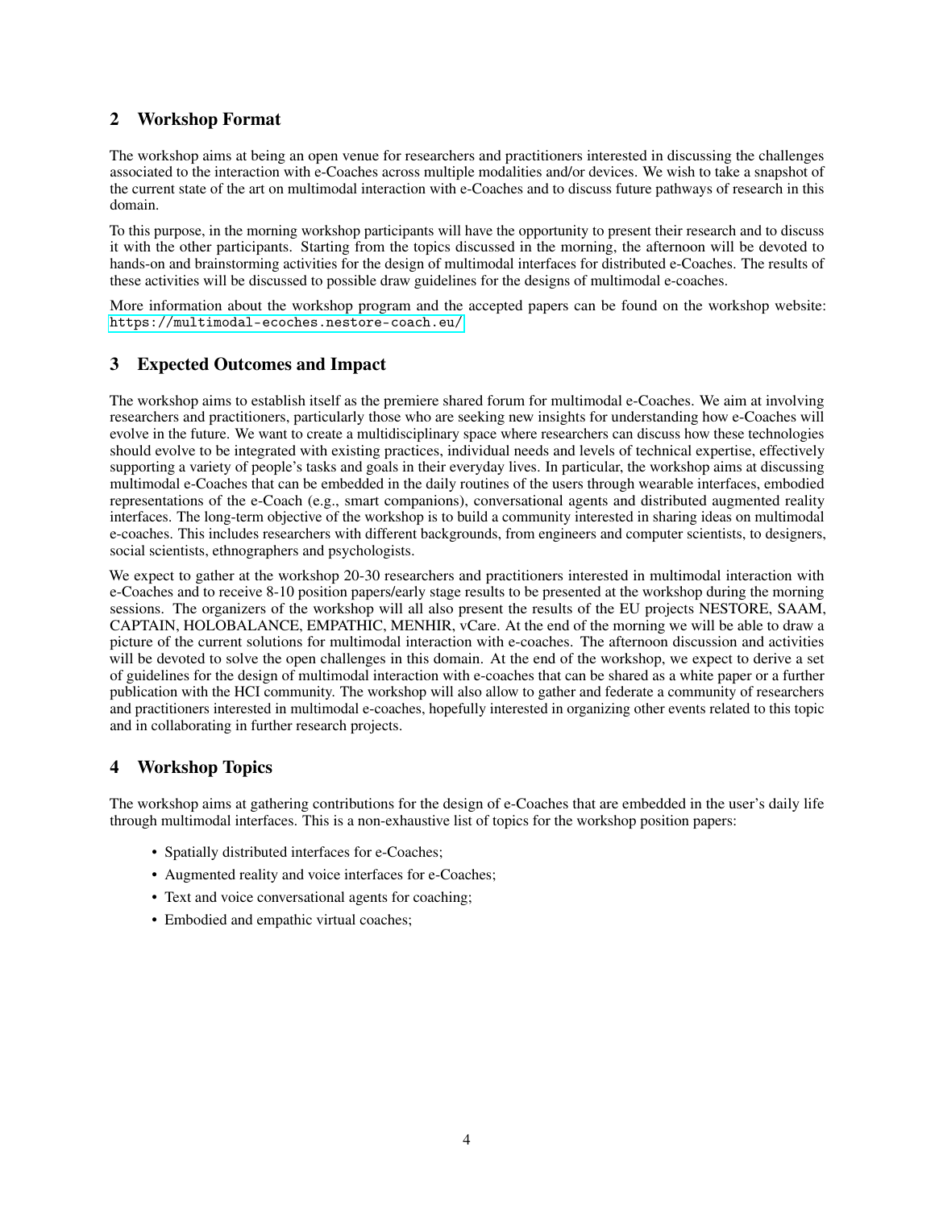## 2 Workshop Format

The workshop aims at being an open venue for researchers and practitioners interested in discussing the challenges associated to the interaction with e-Coaches across multiple modalities and/or devices. We wish to take a snapshot of the current state of the art on multimodal interaction with e-Coaches and to discuss future pathways of research in this domain.

To this purpose, in the morning workshop participants will have the opportunity to present their research and to discuss it with the other participants. Starting from the topics discussed in the morning, the afternoon will be devoted to hands-on and brainstorming activities for the design of multimodal interfaces for distributed e-Coaches. The results of these activities will be discussed to possible draw guidelines for the designs of multimodal e-coaches.

More information about the workshop program and the accepted papers can be found on the workshop website: https://multimodal-ecoches.nestore-coach.eu/

## 3 Expected Outcomes and Impact

The workshop aims to establish itself as the premiere shared forum for multimodal e-Coaches. We aim at involving researchers and practitioners, particularly those who are seeking new insights for understanding how e-Coaches will evolve in the future. We want to create a multidisciplinary space where researchers can discuss how these technologies should evolve to be integrated with existing practices, individual needs and levels of technical expertise, effectively supporting a variety of people's tasks and goals in their everyday lives. In particular, the workshop aims at discussing multimodal e-Coaches that can be embedded in the daily routines of the users through wearable interfaces, embodied representations of the e-Coach (e.g., smart companions), conversational agents and distributed augmented reality interfaces. The long-term objective of the workshop is to build a community interested in sharing ideas on multimodal e-coaches. This includes researchers with different backgrounds, from engineers and computer scientists, to designers, social scientists, ethnographers and psychologists.

We expect to gather at the workshop 20-30 researchers and practitioners interested in multimodal interaction with e-Coaches and to receive 8-10 position papers/early stage results to be presented at the workshop during the morning sessions. The organizers of the workshop will all also present the results of the EU projects NESTORE, SAAM, CAPTAIN, HOLOBALANCE, EMPATHIC, MENHIR, vCare. At the end of the morning we will be able to draw a picture of the current solutions for multimodal interaction with e-coaches. The afternoon discussion and activities will be devoted to solve the open challenges in this domain. At the end of the workshop, we expect to derive a set of guidelines for the design of multimodal interaction with e-coaches that can be shared as a white paper or a further publication with the HCI community. The workshop will also allow to gather and federate a community of researchers and practitioners interested in multimodal e-coaches, hopefully interested in organizing other events related to this topic and in collaborating in further research projects.

## 4 Workshop Topics

The workshop aims at gathering contributions for the design of e-Coaches that are embedded in the user's daily life through multimodal interfaces. This is a non-exhaustive list of topics for the workshop position papers:

- Spatially distributed interfaces for e-Coaches;
- Augmented reality and voice interfaces for e-Coaches;
- Text and voice conversational agents for coaching;
- Embodied and empathic virtual coaches;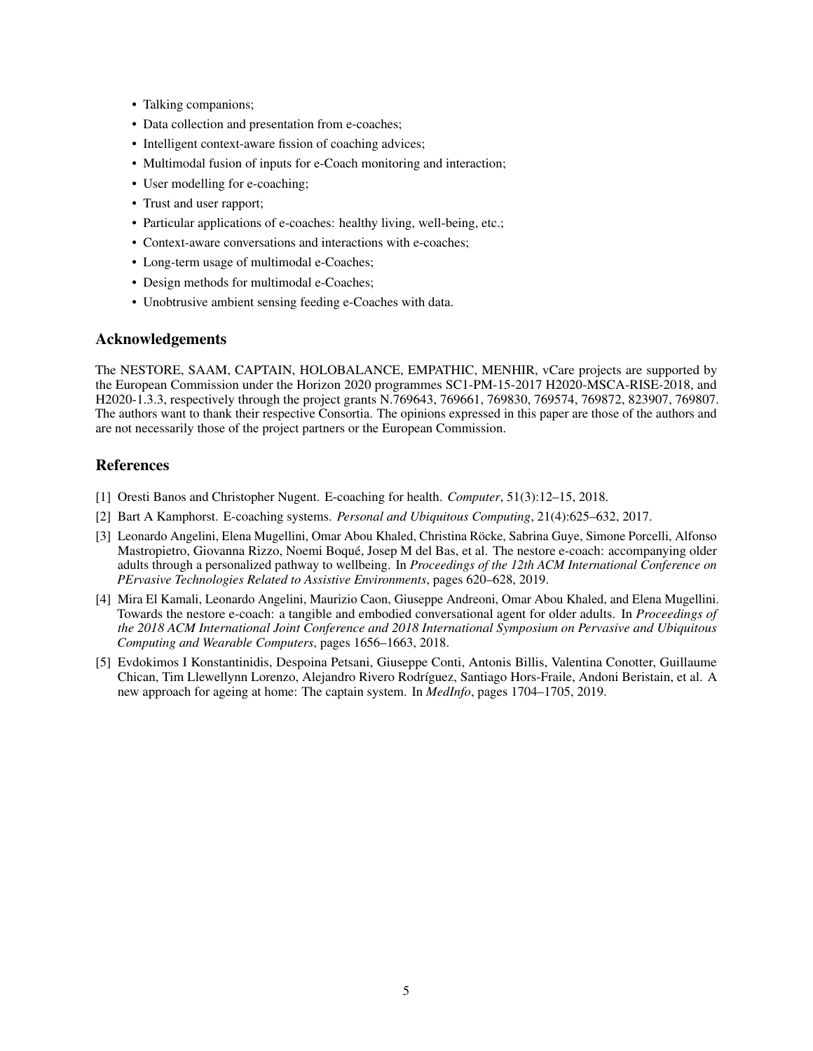- Talking companions;
- Data collection and presentation from e-coaches;
- Intelligent context-aware fission of coaching advices;
- Multimodal fusion of inputs for e-Coach monitoring and interaction;
- User modelling for e-coaching;
- Trust and user rapport;
- Particular applications of e-coaches: healthy living, well-being, etc.;
- Context-aware conversations and interactions with e-coaches;
- Long-term usage of multimodal e-Coaches;
- Design methods for multimodal e-Coaches;
- Unobtrusive ambient sensing feeding e-Coaches with data.

## Acknowledgements

The NESTORE, SAAM, CAPTAIN, HOLOBALANCE, EMPATHIC, MENHIR, vCare projects are supported by the European Commission under the Horizon 2020 programmes SC1-PM-15-2017 H2020-MSCA-RISE-2018, and H2020-1.3.3, respectively through the project grants N.769643, 769661, 769830, 769574, 769872, 823907, 769807. The authors want to thank their respective Consortia. The opinions expressed in this paper are those of the authors and are not necessarily those of the project partners or the European Commission.

## References

[1] Oresti Banos and Christopher Nugent. E-coaching for health. *Computer*, 51(3):12–15, 2018.

[2] Bart A Kamphorst. E-coaching systems. *Personal and Ubiquitous Computing*, 21(4):625–632, 2017.

[3] Leonardo Angelini, Elena Mugellini, Omar Abou Khaled, Christina Röcke, Sabrina Guye, Simone Porcelli, Alfonso Mastropietro, Giovanna Rizzo, Noemi Boqué, Josep M del Bas, et al. The nestore e-coach: accompanying older adults through a personalized pathway to wellbeing. In *Proceedings of the 12th ACM International Conference on PErvasive Technologies Related to Assistive Environments*, pages 620–628, 2019.

[4] Mira El Kamali, Leonardo Angelini, Maurizio Caon, Giuseppe Andreoni, Omar Abou Khaled, and Elena Mugellini. Towards the nestore e-coach: a tangible and embodied conversational agent for older adults. In *Proceedings of the 2018 ACM International Joint Conference and 2018 International Symposium on Pervasive and Ubiquitous Computing and Wearable Computers*, pages 1656–1663, 2018.

[5] Evdokimos I Konstantinidis, Despoina Petsani, Giuseppe Conti, Antonis Billis, Valentina Conotter, Guillaume Chican, Tim Llewellynn Lorenzo, Alejandro Rivero Rodríguez, Santiago Hors-Fraile, Andoni Beristain, et al. A new approach for ageing at home: The captain system. In *MedInfo*, pages 1704–1705, 2019.